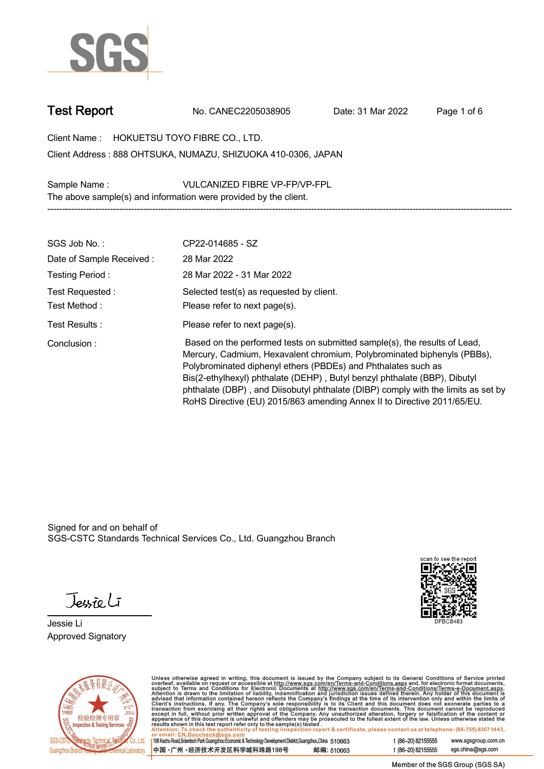# Test Report

No. CANEC2205038905 Date: 31 Mar 2022

Client Name : HOKUETSU TOYO FIBRE CO., LTD.

Client Address : 888 OHTSUKA, NUMAZU, SHIZUOKA 410-0306, JAPAN

Sample Name : VULCANIZED FIBRE VP-FP/VP-FPL

The above sample(s) and information were provided by the client.

---

| | |
|---|---|
| SGS Job No. : | CP22-014685 - SZ |
| Date of Sample Received : | 28 Mar 2022 |
| Testing Period : | 28 Mar 2022 - 31 Mar 2022 |
| Test Requested : | Selected test(s) as requested by client. |
| Test Method : | Please refer to next page(s). |
| Test Results : | Please refer to next page(s). |
| Conclusion : | Based on the performed tests on submitted sample(s), the results of Lead, Mercury, Cadmium, Hexavalent chromium, Polybrominated biphenyls (PBBs), Polybrominated diphenyl ethers (PBDEs) and Phthalates such as Bis(2-ethylhexyl) phthalate (DEHP) , Butyl benzyl phthalate (BBP), Dibutyl phthalate (DBP) , and Diisobutyl phthalate (DIBP) comply with the limits as set by RoHS Directive (EU) 2015/863 amending Annex II to Directive 2011/65/EU. |

Signed for and on behalf of
SGS-CSTC Standards Technical Services Co., Ltd. Guangzhou Branch

Jessie Li
Approved Signatory

scan to see the report
DFBCB483

Unless otherwise agreed in writing, this document is issued by the Company subject to its General Conditions of Service printed overleaf, available on request or accessible at http://www.sgs.com/en/Terms-and-Conditions.aspx and, for electronic format documents, subject to Terms and Conditions for Electronic Documents at http://www.sgs.com/en/Terms-and-Conditions/Terms-e-Document.aspx. Attention is drawn to the limitation of liability, indemnification and jurisdiction issues defined therein. Any holder of this document is advised that information contained hereon reflects the Company's findings at the time of its intervention only and within the limits of Client's instructions, if any. The Company's sole responsibility is to its Client and this document does not exonerate parties to a transaction from exercising all their rights and obligations under the transaction documents. This document cannot be reproduced except in full, without prior written approval of the Company. Any unauthorized alteration, forgery or falsification of the content or appearance of this document is unlawful and offenders may be prosecuted to the fullest extent of the law. Unless otherwise stated the results shown in this test report refer only to the sample(s) tested.

Attention: To check the authenticity of testing /inspection report & certificate, please contact us at telephone: (86-755) 8307 1443, or email: CN.Doccheck@sgs.com

198 Kezhu Road,Scientech Park Guangzhou Economic & Technology Development District,Guangzhou,China 510663 t (86–20) 82155555 www.sgsgroup.com.cn

中国・广州・经济技术开发区科学城科珠路198号 邮编: 510663 t (86–20) 82155555 sgs.china@sgs.com

Member of the SGS Group (SGS SA)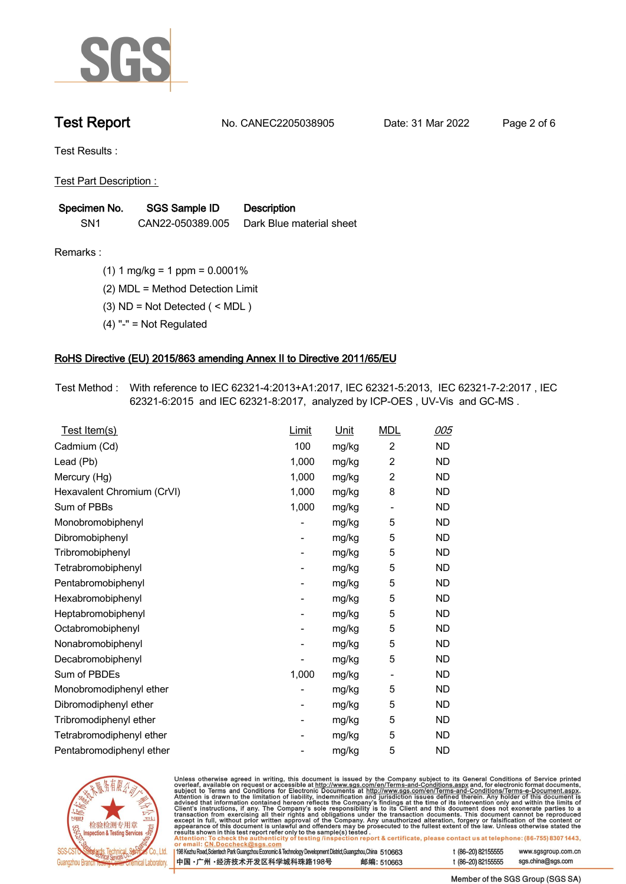# Test Report

No. CANEC2205038905 Date: 31 Mar 2022

Test Results :

Test Part Description :

| Specimen No. | SGS Sample ID | Description |
|---|---|---|
| SN1 | CAN22-050389.005 | Dark Blue material sheet |

Remarks :

(1) 1 mg/kg = 1 ppm = 0.0001%

(2) MDL = Method Detection Limit

(3) ND = Not Detected ( < MDL )

(4) "-" = Not Regulated

## RoHS Directive (EU) 2015/863 amending Annex II to Directive 2011/65/EU

Test Method : With reference to IEC 62321-4:2013+A1:2017, IEC 62321-5:2013, IEC 62321-7-2:2017 , IEC 62321-6:2015 and IEC 62321-8:2017, analyzed by ICP-OES , UV-Vis and GC-MS .

| Test Item(s) | Limit | Unit | MDL | 005 |
|---|---|---|---|---|
| Cadmium (Cd) | 100 | mg/kg | 2 | ND |
| Lead (Pb) | 1,000 | mg/kg | 2 | ND |
| Mercury (Hg) | 1,000 | mg/kg | 2 | ND |
| Hexavalent Chromium (CrVI) | 1,000 | mg/kg | 8 | ND |
| Sum of PBBs | 1,000 | mg/kg | - | ND |
| Monobromobiphenyl | - | mg/kg | 5 | ND |
| Dibromobiphenyl | - | mg/kg | 5 | ND |
| Tribromobiphenyl | - | mg/kg | 5 | ND |
| Tetrabromobiphenyl | - | mg/kg | 5 | ND |
| Pentabromobiphenyl | - | mg/kg | 5 | ND |
| Hexabromobiphenyl | - | mg/kg | 5 | ND |
| Heptabromobiphenyl | - | mg/kg | 5 | ND |
| Octabromobiphenyl | - | mg/kg | 5 | ND |
| Nonabromobiphenyl | - | mg/kg | 5 | ND |
| Decabromobiphenyl | - | mg/kg | 5 | ND |
| Sum of PBDEs | 1,000 | mg/kg | - | ND |
| Monobromodiphenyl ether | - | mg/kg | 5 | ND |
| Dibromodiphenyl ether | - | mg/kg | 5 | ND |
| Tribromodiphenyl ether | - | mg/kg | 5 | ND |
| Tetrabromodiphenyl ether | - | mg/kg | 5 | ND |
| Pentabromodiphenyl ether | - | mg/kg | 5 | ND |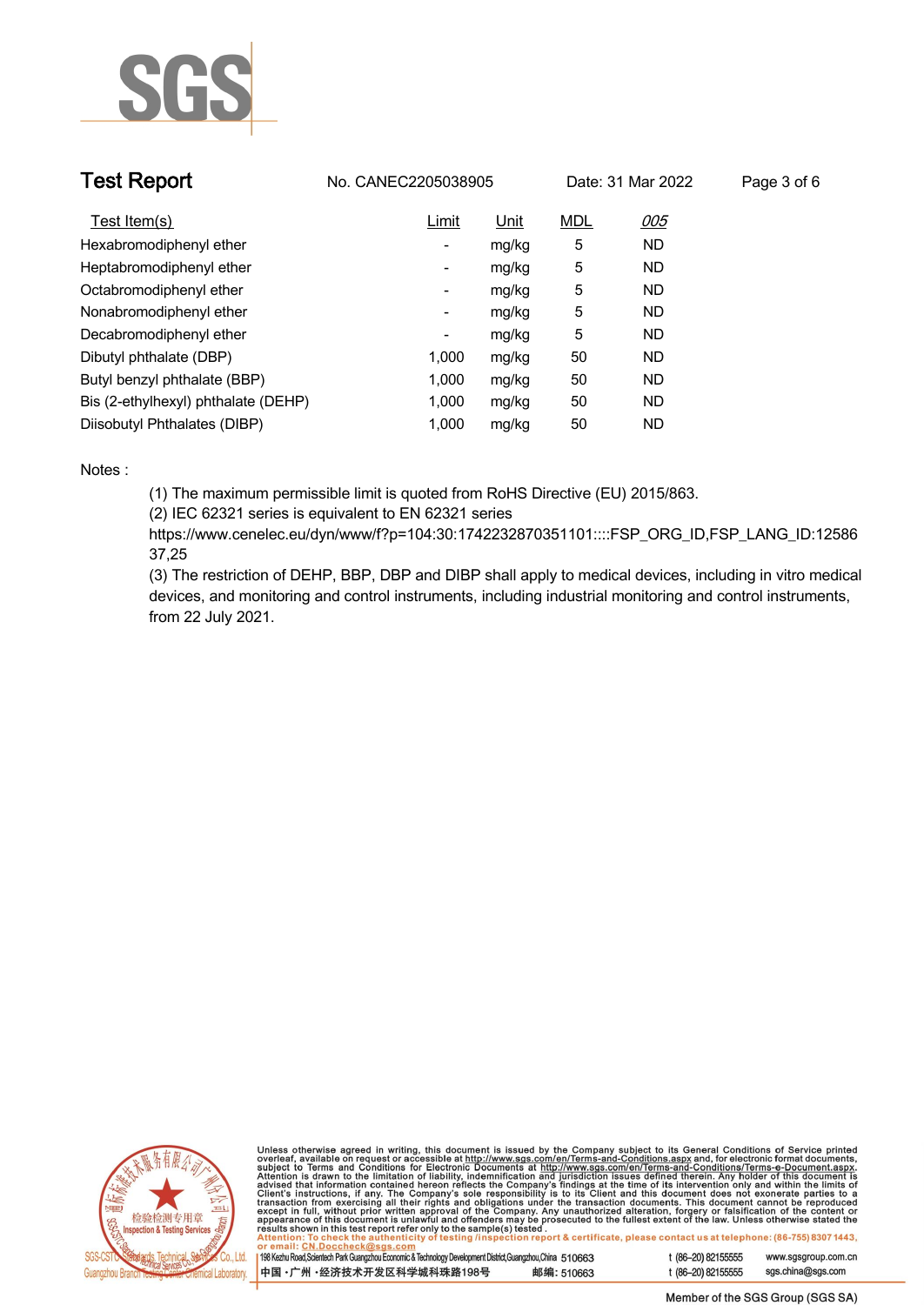| Test Item(s) | Limit | Unit | MDL | *005* |
|---|---|---|---|---|
| Hexabromodiphenyl ether | - | mg/kg | 5 | ND |
| Heptabromodiphenyl ether | - | mg/kg | 5 | ND |
| Octabromodiphenyl ether | - | mg/kg | 5 | ND |
| Nonabromodiphenyl ether | - | mg/kg | 5 | ND |
| Decabromodiphenyl ether | - | mg/kg | 5 | ND |
| Dibutyl phthalate (DBP) | 1,000 | mg/kg | 50 | ND |
| Butyl benzyl phthalate (BBP) | 1,000 | mg/kg | 50 | ND |
| Bis (2-ethylhexyl) phthalate (DEHP) | 1,000 | mg/kg | 50 | ND |
| Diisobutyl Phthalates (DIBP) | 1,000 | mg/kg | 50 | ND |

Notes :

(1) The maximum permissible limit is quoted from RoHS Directive (EU) 2015/863.

(2) IEC 62321 series is equivalent to EN 62321 series https://www.cenelec.eu/dyn/www/f?p=104:30:1742232870351101::::FSP_ORG_ID,FSP_LANG_ID:1258637,25

(3) The restriction of DEHP, BBP, DBP and DIBP shall apply to medical devices, including in vitro medical devices, and monitoring and control instruments, including industrial monitoring and control instruments, from 22 July 2021.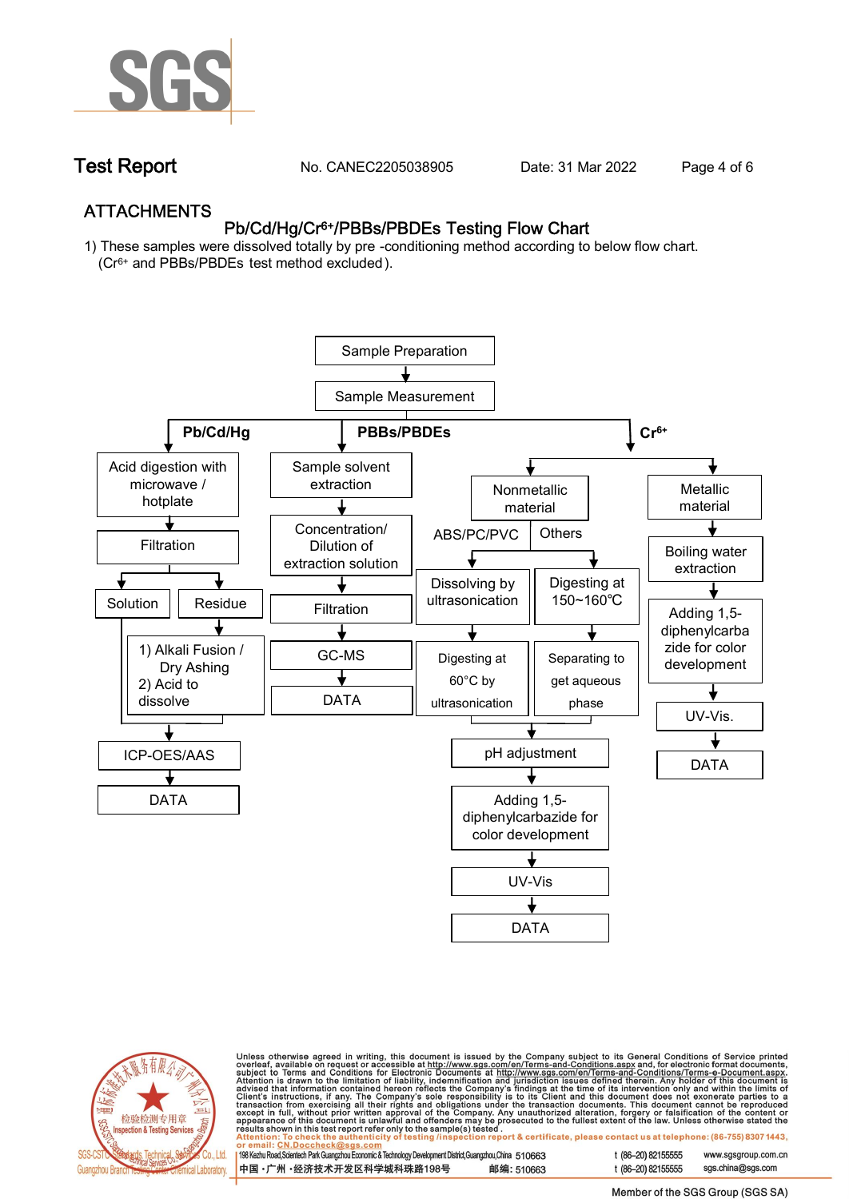# ATTACHMENTS

## Pb/Cd/Hg/$Cr^{6+}$/PBBs/PBDEs Testing Flow Chart

1) These samples were dissolved totally by pre -conditioning method according to below flow chart.
   ($Cr^{6+}$ and PBBs/PBDEs test method excluded).

Sample Preparation → Sample Measurement

**Pb/Cd/Hg**

- Acid digestion with microwave / hotplate → Filtration
  - Solution
  - Residue → 1) Alkali Fusion / Dry Ashing 2) Acid to dissolve
  - → ICP-OES/AAS → DATA

**PBBs/PBDEs**

- Sample solvent extraction → Concentration/ Dilution of extraction solution → Filtration → GC-MS → DATA

**$Cr^{6+}$**

- Nonmetallic material
  - ABS/PC/PVC → Dissolving by ultrasonication → Digesting at 60°C by ultrasonication
  - Others → Digesting at 150~160℃ → Separating to get aqueous phase
  - → pH adjustment → Adding 1,5-diphenylcarbazide for color development → UV-Vis → DATA
- Metallic material → Boiling water extraction → Adding 1,5-diphenylcarbazide for color development → UV-Vis. → DATA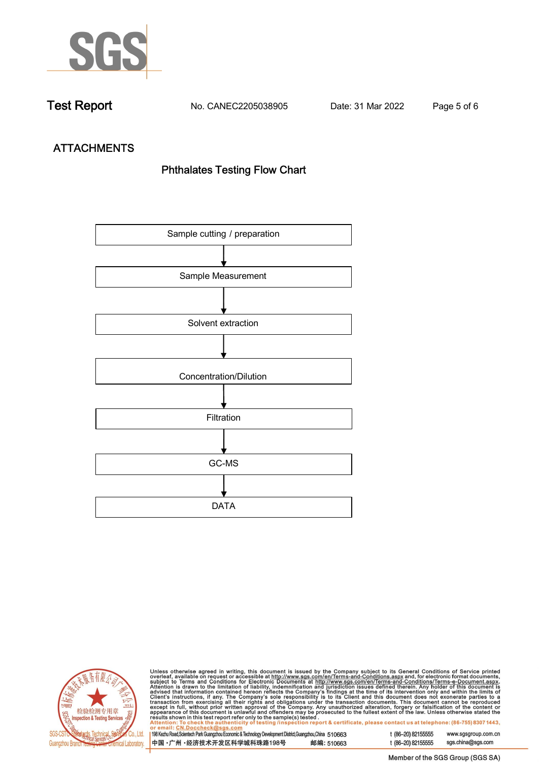# Test Report

No. CANEC2205038905 Date: 31 Mar 2022

## ATTACHMENTS

### Phthalates Testing Flow Chart

Sample cutting / preparation

↓

Sample Measurement

↓

Solvent extraction

↓

Concentration/Dilution

↓

Filtration

↓

GC-MS

↓

DATA

Unless otherwise agreed in writing, this document is issued by the Company subject to its General Conditions of Service printed overleaf, available on request or accessible at http://www.sgs.com/en/Terms-and-Conditions.aspx and, for electronic format documents, subject to Terms and Conditions for Electronic Documents at http://www.sgs.com/en/Terms-and-Conditions/Terms-e-Document.aspx. Attention is drawn to the limitation of liability, indemnification and jurisdiction issues defined therein. Any holder of this document is advised that information contained hereon reflects the Company's findings at the time of its intervention only and within the limits of Client's instructions, if any. The Company's sole responsibility is to its Client and this document does not exonerate parties to a transaction from exercising all their rights and obligations under the transaction documents. This document cannot be reproduced except in full, without prior written approval of the Company. Any unauthorized alteration, forgery or falsification of the content or appearance of this document is unlawful and offenders may be prosecuted to the fullest extent of the law. Unless otherwise stated the results shown in this test report refer only to the sample(s) tested.

Attention: To check the authenticity of testing /inspection report & certificate, please contact us at telephone: (86-755) 8307 1443, or email: CN.Doccheck@sgs.com

SGS-CSTC Standards Technical Services Co., Ltd. Guangzhou Branch Testing Center Chemical Laboratory

198 Kezhu Road,Scientech Park Guangzhou Economic & Technology Development District,Guangzhou,China 510663 t (86–20) 82155555 www.sgsgroup.com.cn

中国 ·广州 ·经济技术开发区科学城科珠路198号 邮编: 510663 t (86–20) 82155555 sgs.china@sgs.com

Member of the SGS Group (SGS SA)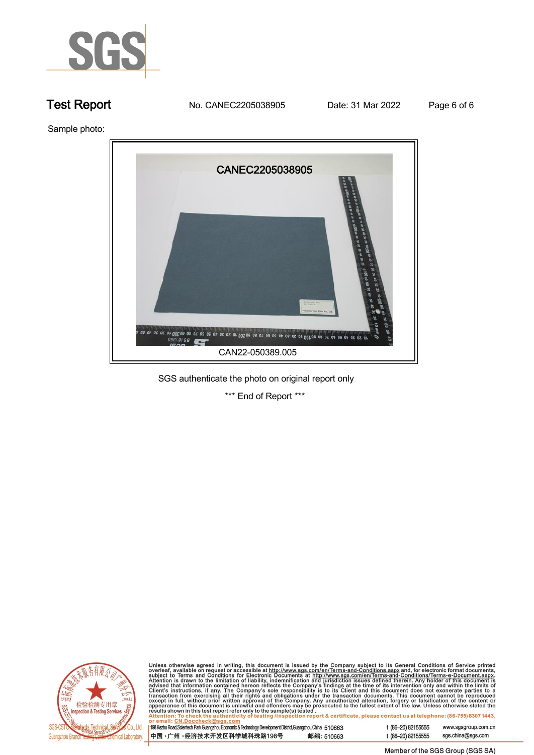Sample photo:

CANEC2205038905

CAN22-050389.005

SGS authenticate the photo on original report only

\*\*\* End of Report \*\*\*

Unless otherwise agreed in writing, this document is issued by the Company subject to its General Conditions of Service printed overleaf, available on request or accessible at http://www.sgs.com/en/Terms-and-Conditions.aspx and, for electronic format documents, subject to Terms and Conditions for Electronic Documents at http://www.sgs.com/en/Terms-and-Conditions/Terms-e-Document.aspx. Attention is drawn to the limitation of liability, indemnification and jurisdiction issues defined therein. Any holder of this document is advised that information contained hereon reflects the Company's findings at the time of its intervention only and within the limits of Client's instructions, if any. The Company's sole responsibility is to its Client and this document does not exonerate parties to a transaction from exercising all their rights and obligations under the transaction documents. This document cannot be reproduced except in full, without prior written approval of the Company. Any unauthorized alteration, forgery or falsification of the content or appearance of this document is unlawful and offenders may be prosecuted to the fullest extent of the law. Unless otherwise stated the results shown in this test report refer only to the sample(s) tested.

Attention: To check the authenticity of testing /inspection report & certificate, please contact us at telephone: (86-755) 8307 1443, or email: CN.Doccheck@sgs.com

198 Kezhu Road,Scientech Park Guangzhou Economic & Technology Development District,Guangzhou,China 510663 t (86-20) 82155555 www.sgsgroup.com.cn

中国・广州・经济技术开发区科学城科珠路198号 邮编: 510663 t (86-20) 82155555 sgs.china@sgs.com

Member of the SGS Group (SGS SA)